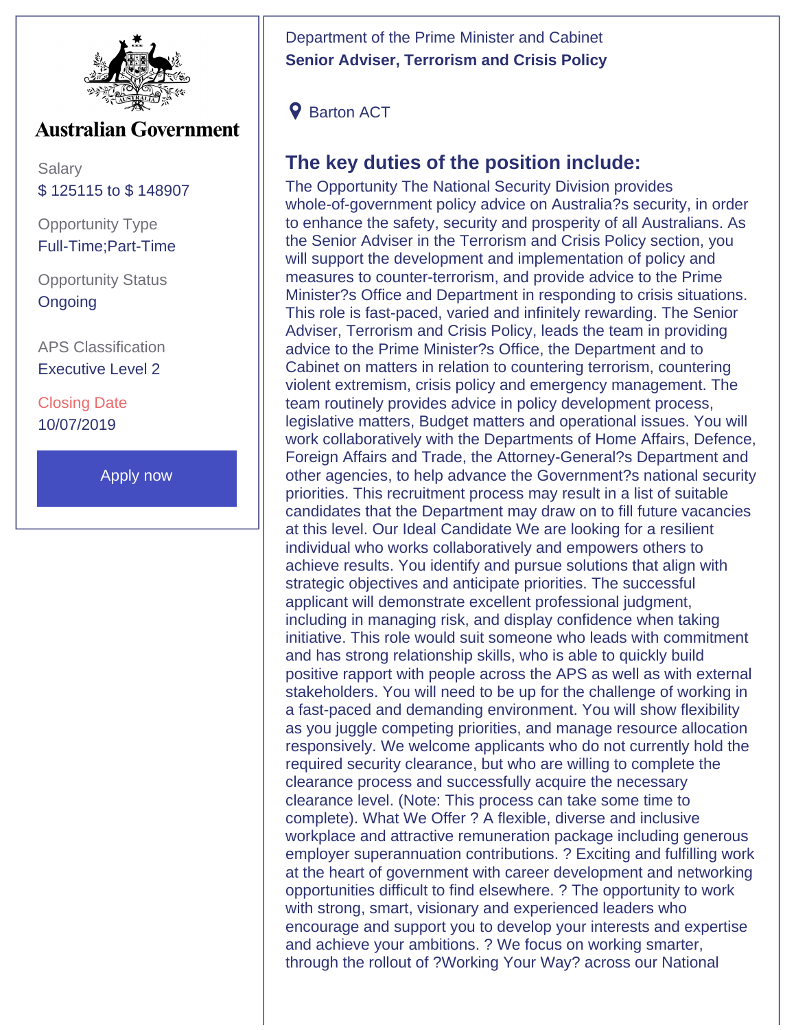Australian Government

Salary
$ 125115 to $ 148907

Opportunity Type
Full-Time;Part-Time

Opportunity Status
Ongoing

APS Classification
Executive Level 2

Closing Date
10/07/2019

Apply now

Department of the Prime Minister and Cabinet

**Senior Adviser, Terrorism and Crisis Policy**

Barton ACT

## The key duties of the position include:

The Opportunity The National Security Division provides whole-of-government policy advice on Australia?s security, in order to enhance the safety, security and prosperity of all Australians. As the Senior Adviser in the Terrorism and Crisis Policy section, you will support the development and implementation of policy and measures to counter-terrorism, and provide advice to the Prime Minister?s Office and Department in responding to crisis situations. This role is fast-paced, varied and infinitely rewarding. The Senior Adviser, Terrorism and Crisis Policy, leads the team in providing advice to the Prime Minister?s Office, the Department and to Cabinet on matters in relation to countering terrorism, countering violent extremism, crisis policy and emergency management. The team routinely provides advice in policy development process, legislative matters, Budget matters and operational issues. You will work collaboratively with the Departments of Home Affairs, Defence, Foreign Affairs and Trade, the Attorney-General?s Department and other agencies, to help advance the Government?s national security priorities. This recruitment process may result in a list of suitable candidates that the Department may draw on to fill future vacancies at this level. Our Ideal Candidate We are looking for a resilient individual who works collaboratively and empowers others to achieve results. You identify and pursue solutions that align with strategic objectives and anticipate priorities. The successful applicant will demonstrate excellent professional judgment, including in managing risk, and display confidence when taking initiative. This role would suit someone who leads with commitment and has strong relationship skills, who is able to quickly build positive rapport with people across the APS as well as with external stakeholders. You will need to be up for the challenge of working in a fast-paced and demanding environment. You will show flexibility as you juggle competing priorities, and manage resource allocation responsively. We welcome applicants who do not currently hold the required security clearance, but who are willing to complete the clearance process and successfully acquire the necessary clearance level. (Note: This process can take some time to complete). What We Offer ? A flexible, diverse and inclusive workplace and attractive remuneration package including generous employer superannuation contributions. ? Exciting and fulfilling work at the heart of government with career development and networking opportunities difficult to find elsewhere. ? The opportunity to work with strong, smart, visionary and experienced leaders who encourage and support you to develop your interests and expertise and achieve your ambitions. ? We focus on working smarter, through the rollout of ?Working Your Way? across our National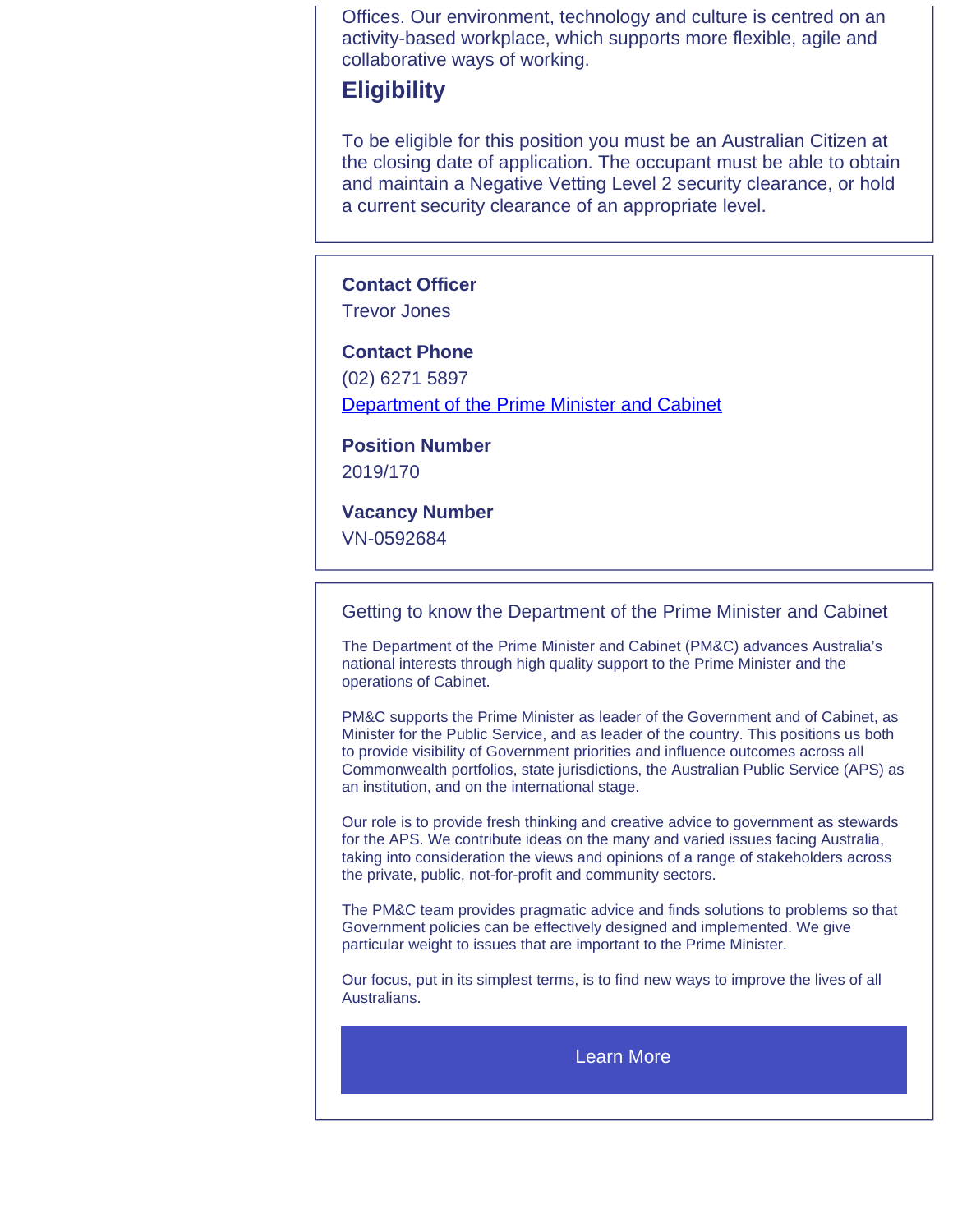Offices. Our environment, technology and culture is centred on an activity-based workplace, which supports more flexible, agile and collaborative ways of working.

## Eligibility

To be eligible for this position you must be an Australian Citizen at the closing date of application. The occupant must be able to obtain and maintain a Negative Vetting Level 2 security clearance, or hold a current security clearance of an appropriate level.

**Contact Officer**

Trevor Jones

**Contact Phone**

(02) 6271 5897

Department of the Prime Minister and Cabinet

**Position Number**

2019/170

**Vacancy Number**

VN-0592684

Getting to know the Department of the Prime Minister and Cabinet

The Department of the Prime Minister and Cabinet (PM&C) advances Australia's national interests through high quality support to the Prime Minister and the operations of Cabinet.

PM&C supports the Prime Minister as leader of the Government and of Cabinet, as Minister for the Public Service, and as leader of the country. This positions us both to provide visibility of Government priorities and influence outcomes across all Commonwealth portfolios, state jurisdictions, the Australian Public Service (APS) as an institution, and on the international stage.

Our role is to provide fresh thinking and creative advice to government as stewards for the APS. We contribute ideas on the many and varied issues facing Australia, taking into consideration the views and opinions of a range of stakeholders across the private, public, not-for-profit and community sectors.

The PM&C team provides pragmatic advice and finds solutions to problems so that Government policies can be effectively designed and implemented. We give particular weight to issues that are important to the Prime Minister.

Our focus, put in its simplest terms, is to find new ways to improve the lives of all Australians.

Learn More